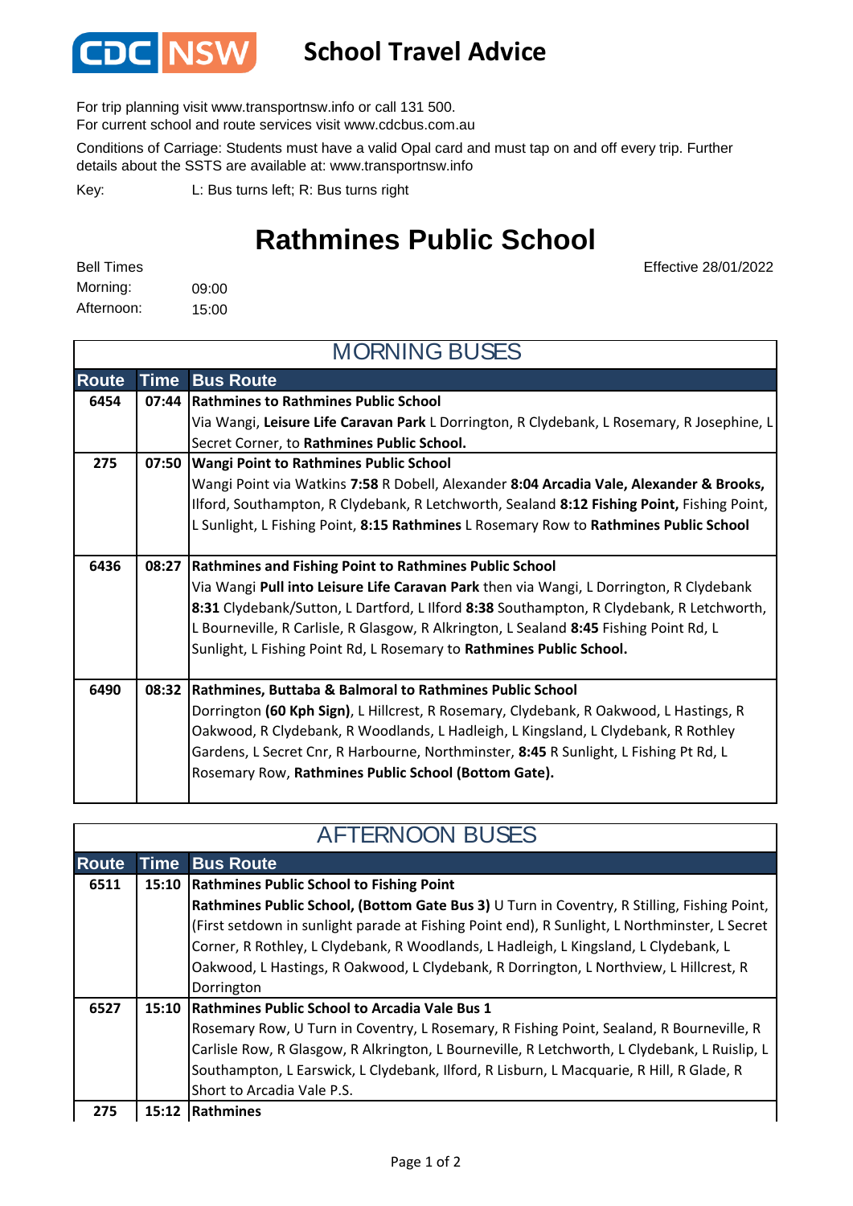CDC NSW

# School Travel Advice

For trip planning visit www.transportnsw.info or call 131 500.
For current school and route services visit www.cdcbus.com.au

Conditions of Carriage: Students must have a valid Opal card and must tap on and off every trip. Further details about the SSTS are available at: www.transportnsw.info

Key: L: Bus turns left; R: Bus turns right

## Rathmines Public School

Effective 28/01/2022

Bell Times
Morning: 09:00
Afternoon: 15:00

### MORNING BUSES

| Route | Time | Bus Route |
|---|---|---|
| 6454 | 07:44 | **Rathmines to Rathmines Public School**<br>Via Wangi, **Leisure Life Caravan Park** L Dorrington, R Clydebank, L Rosemary, R Josephine, L Secret Corner, to **Rathmines Public School.** |
| 275 | 07:50 | **Wangi Point to Rathmines Public School**<br>Wangi Point via Watkins **7:58** R Dobell, Alexander **8:04 Arcadia Vale, Alexander & Brooks,** Ilford, Southampton, R Clydebank, R Letchworth, Sealand **8:12 Fishing Point,** Fishing Point, L Sunlight, L Fishing Point, **8:15 Rathmines** L Rosemary Row to **Rathmines Public School** |
| 6436 | 08:27 | **Rathmines and Fishing Point to Rathmines Public School**<br>Via Wangi **Pull into Leisure Life Caravan Park** then via Wangi, L Dorrington, R Clydebank **8:31** Clydebank/Sutton, L Dartford, L Ilford **8:38** Southampton, R Clydebank, R Letchworth, L Bourneville, R Carlisle, R Glasgow, R Alkrington, L Sealand **8:45** Fishing Point Rd, L Sunlight, L Fishing Point Rd, L Rosemary to **Rathmines Public School.** |
| 6490 | 08:32 | **Rathmines, Buttaba & Balmoral to Rathmines Public School**<br>Dorrington **(60 Kph Sign)**, L Hillcrest, R Rosemary, Clydebank, R Oakwood, L Hastings, R Oakwood, R Clydebank, R Woodlands, L Hadleigh, L Kingsland, L Clydebank, R Rothley Gardens, L Secret Cnr, R Harbourne, Northminster, **8:45** R Sunlight, L Fishing Pt Rd, L Rosemary Row, **Rathmines Public School (Bottom Gate).** |

### AFTERNOON BUSES

| Route | Time | Bus Route |
|---|---|---|
| 6511 | 15:10 | **Rathmines Public School to Fishing Point**<br>**Rathmines Public School, (Bottom Gate Bus 3)** U Turn in Coventry, R Stilling, Fishing Point, (First setdown in sunlight parade at Fishing Point end), R Sunlight, L Northminster, L Secret Corner, R Rothley, L Clydebank, R Woodlands, L Hadleigh, L Kingsland, L Clydebank, L Oakwood, L Hastings, R Oakwood, L Clydebank, R Dorrington, L Northview, L Hillcrest, R Dorrington |
| 6527 | 15:10 | **Rathmines Public School to Arcadia Vale Bus 1**<br>Rosemary Row, U Turn in Coventry, L Rosemary, R Fishing Point, Sealand, R Bourneville, R Carlisle Row, R Glasgow, R Alkrington, L Bourneville, R Letchworth, L Clydebank, L Ruislip, L Southampton, L Earswick, L Clydebank, Ilford, R Lisburn, L Macquarie, R Hill, R Glade, R Short to Arcadia Vale P.S. |
| 275 | 15:12 | **Rathmines** |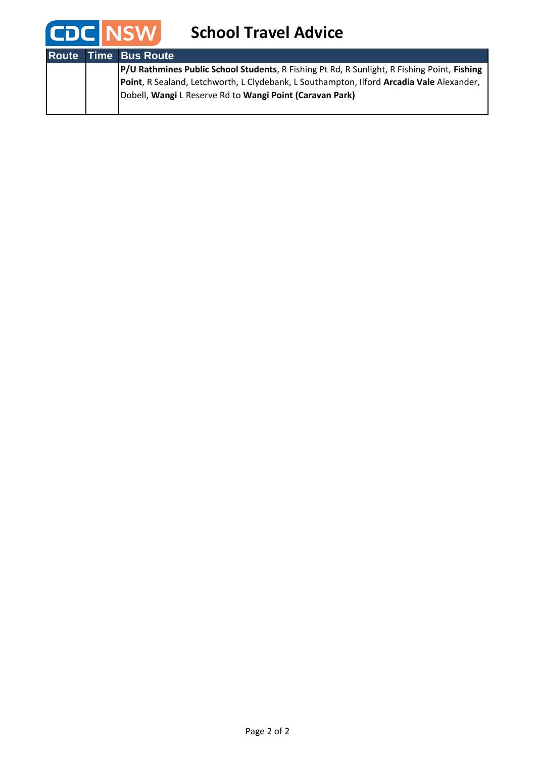# School Travel Advice

| Route | Time | Bus Route |
|---|---|---|
| | | **P/U Rathmines Public School Students**, R Fishing Pt Rd, R Sunlight, R Fishing Point, **Fishing Point**, R Sealand, Letchworth, L Clydebank, L Southampton, Ilford **Arcadia Vale** Alexander, Dobell, **Wangi** L Reserve Rd to **Wangi Point (Caravan Park)** |